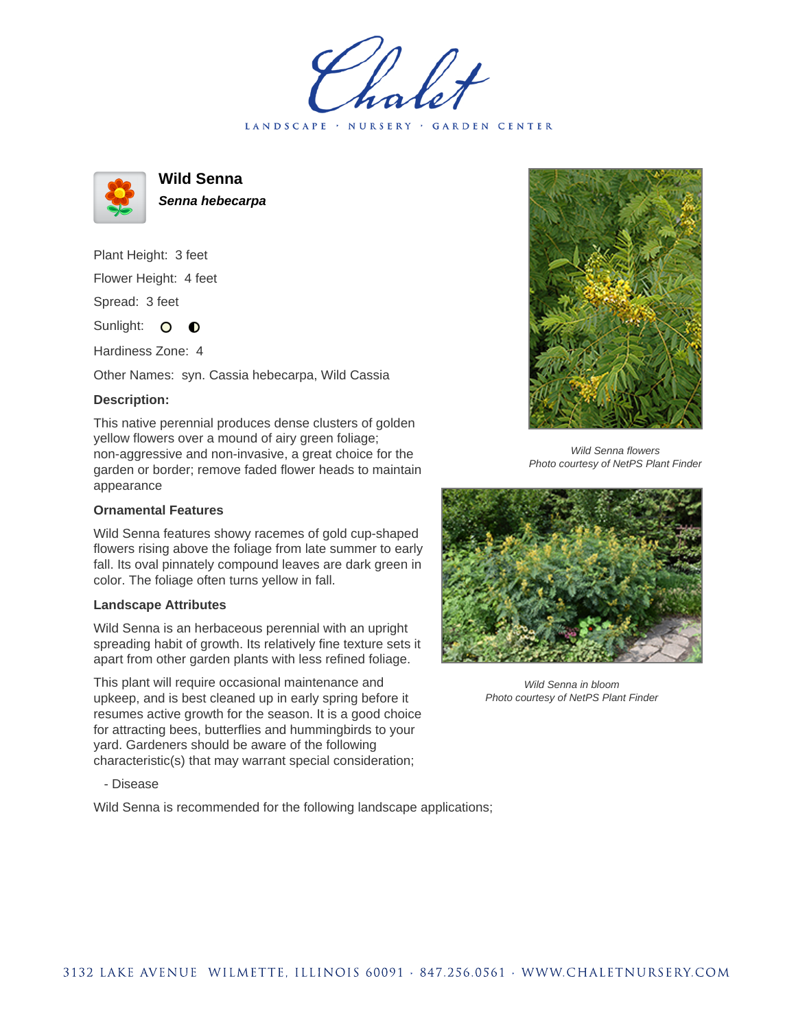# Wild Senna

***Senna hebecarpa***

Plant Height: 3 feet

Flower Height: 4 feet

Spread: 3 feet

Sunlight:

Hardiness Zone: 4

Other Names: syn. Cassia hebecarpa, Wild Cassia

### Description:

This native perennial produces dense clusters of golden yellow flowers over a mound of airy green foliage; non-aggressive and non-invasive, a great choice for the garden or border; remove faded flower heads to maintain appearance

### Ornamental Features

Wild Senna features showy racemes of gold cup-shaped flowers rising above the foliage from late summer to early fall. Its oval pinnately compound leaves are dark green in color. The foliage often turns yellow in fall.

### Landscape Attributes

Wild Senna is an herbaceous perennial with an upright spreading habit of growth. Its relatively fine texture sets it apart from other garden plants with less refined foliage.

This plant will require occasional maintenance and upkeep, and is best cleaned up in early spring before it resumes active growth for the season. It is a good choice for attracting bees, butterflies and hummingbirds to your yard. Gardeners should be aware of the following characteristic(s) that may warrant special consideration;

- Disease

Wild Senna is recommended for the following landscape applications;

*Wild Senna flowers*
*Photo courtesy of NetPS Plant Finder*

*Wild Senna in bloom*
*Photo courtesy of NetPS Plant Finder*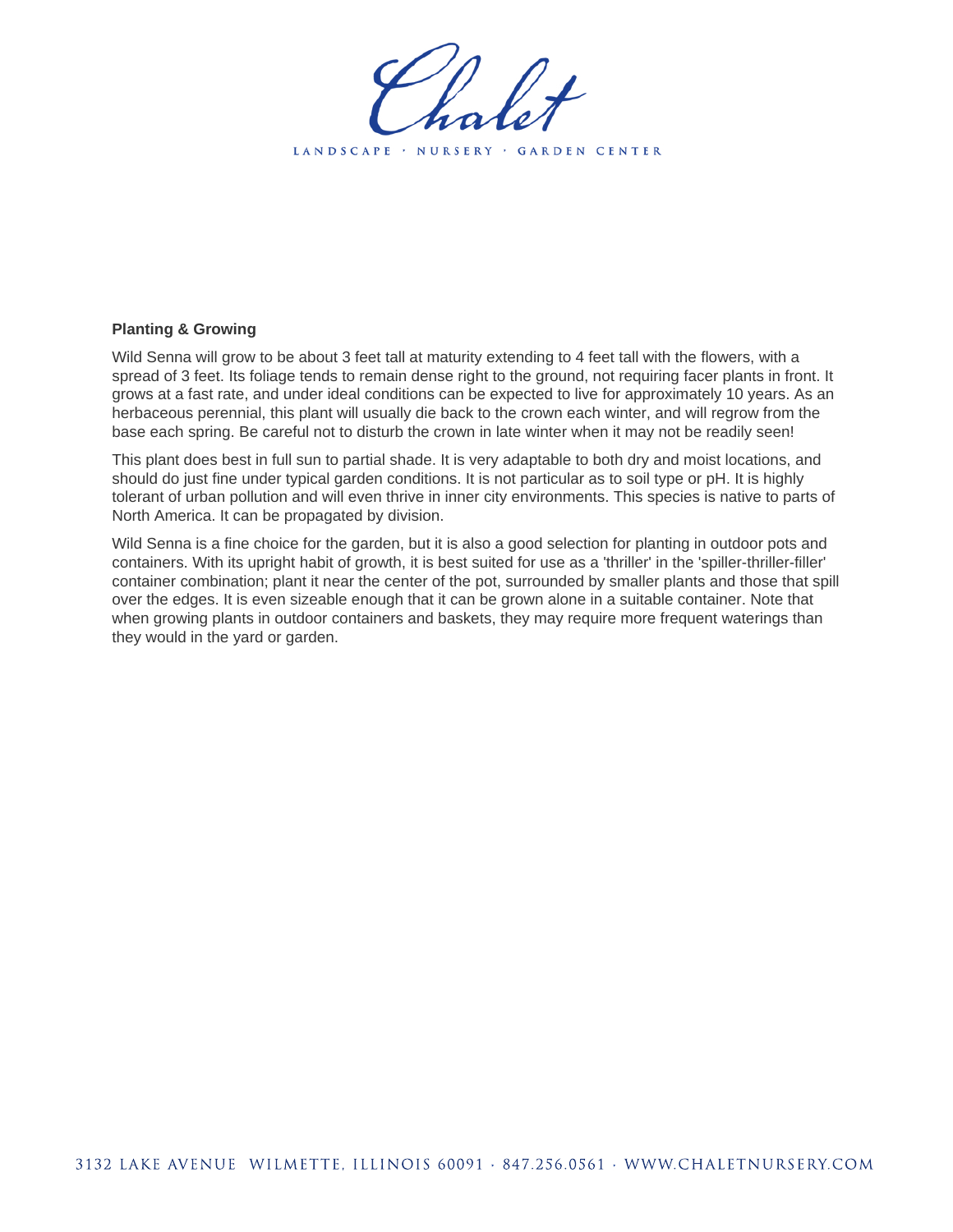**Planting & Growing**

Wild Senna will grow to be about 3 feet tall at maturity extending to 4 feet tall with the flowers, with a spread of 3 feet. Its foliage tends to remain dense right to the ground, not requiring facer plants in front. It grows at a fast rate, and under ideal conditions can be expected to live for approximately 10 years. As an herbaceous perennial, this plant will usually die back to the crown each winter, and will regrow from the base each spring. Be careful not to disturb the crown in late winter when it may not be readily seen!

This plant does best in full sun to partial shade. It is very adaptable to both dry and moist locations, and should do just fine under typical garden conditions. It is not particular as to soil type or pH. It is highly tolerant of urban pollution and will even thrive in inner city environments. This species is native to parts of North America. It can be propagated by division.

Wild Senna is a fine choice for the garden, but it is also a good selection for planting in outdoor pots and containers. With its upright habit of growth, it is best suited for use as a 'thriller' in the 'spiller-thriller-filler' container combination; plant it near the center of the pot, surrounded by smaller plants and those that spill over the edges. It is even sizeable enough that it can be grown alone in a suitable container. Note that when growing plants in outdoor containers and baskets, they may require more frequent waterings than they would in the yard or garden.